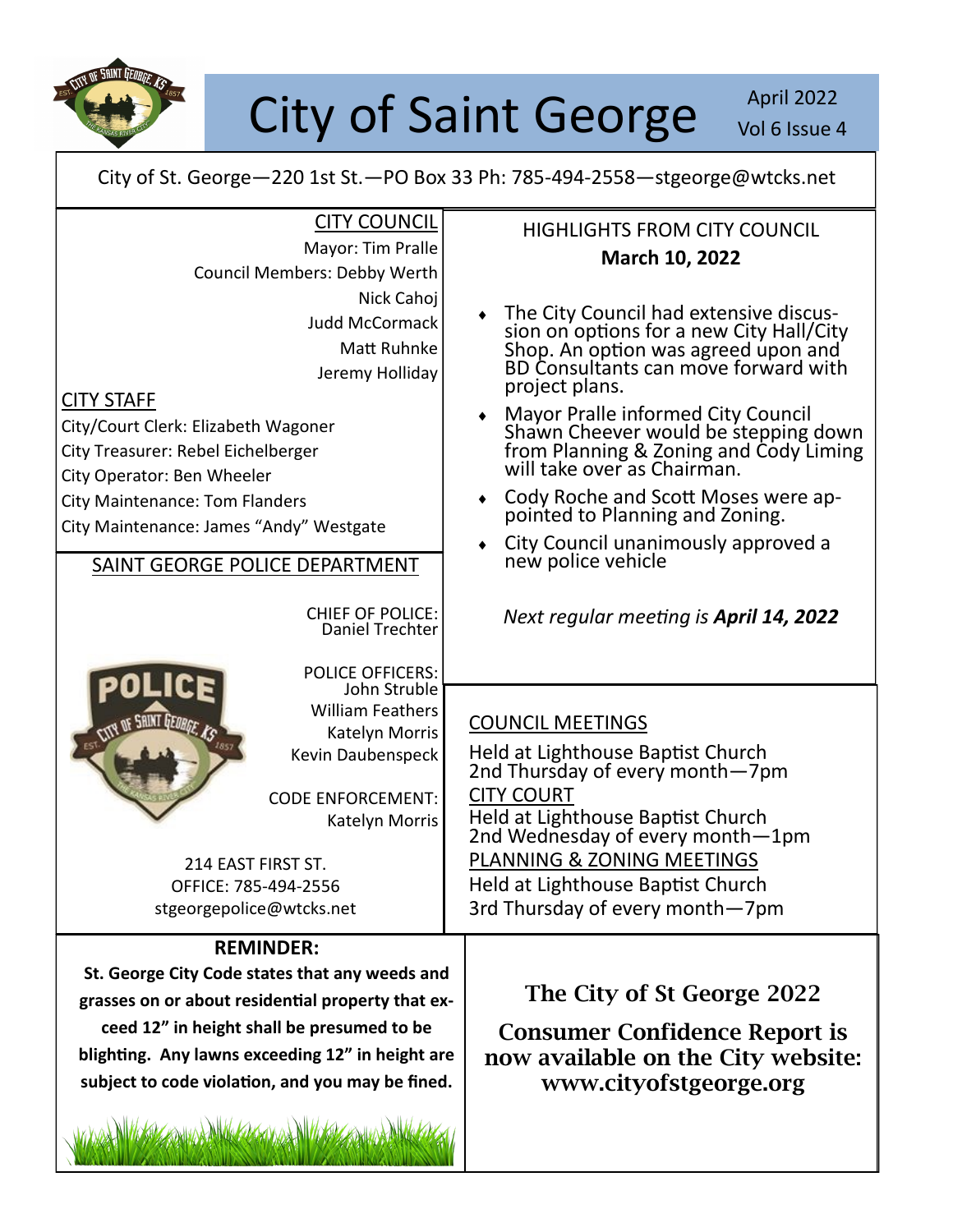# City of Saint George

April 2022
Vol 6 Issue 4

City of St. George—220 1st St.—PO Box 33 Ph: 785-494-2558—stgeorge@wtcks.net

## CITY COUNCIL

Mayor: Tim Pralle
Council Members: Debby Werth
Nick Cahoj
Judd McCormack
Matt Ruhnke
Jeremy Holliday

## CITY STAFF

City/Court Clerk: Elizabeth Wagoner
City Treasurer: Rebel Eichelberger
City Operator: Ben Wheeler
City Maintenance: Tom Flanders
City Maintenance: James "Andy" Westgate

## SAINT GEORGE POLICE DEPARTMENT

CHIEF OF POLICE:
Daniel Trechter

POLICE OFFICERS:
John Struble
William Feathers
Katelyn Morris
Kevin Daubenspeck

CODE ENFORCEMENT:
Katelyn Morris

214 EAST FIRST ST.
OFFICE: 785-494-2556
stgeorgepolice@wtcks.net

## HIGHLIGHTS FROM CITY COUNCIL

**March 10, 2022**

- The City Council had extensive discussion on options for a new City Hall/City Shop. An option was agreed upon and BD Consultants can move forward with project plans.
- Mayor Pralle informed City Council Shawn Cheever would be stepping down from Planning & Zoning and Cody Liming will take over as Chairman.
- Cody Roche and Scott Moses were appointed to Planning and Zoning.
- City Council unanimously approved a new police vehicle

*Next regular meeting is **April 14, 2022***

## COUNCIL MEETINGS

Held at Lighthouse Baptist Church
2nd Thursday of every month—7pm

## CITY COURT

Held at Lighthouse Baptist Church
2nd Wednesday of every month—1pm

## PLANNING & ZONING MEETINGS

Held at Lighthouse Baptist Church
3rd Thursday of every month—7pm

**REMINDER:**

**St. George City Code states that any weeds and grasses on or about residential property that exceed 12" in height shall be presumed to be blighting. Any lawns exceeding 12" in height are subject to code violation, and you may be fined.**

**The City of St George 2022**

**Consumer Confidence Report is now available on the City website: www.cityofstgeorge.org**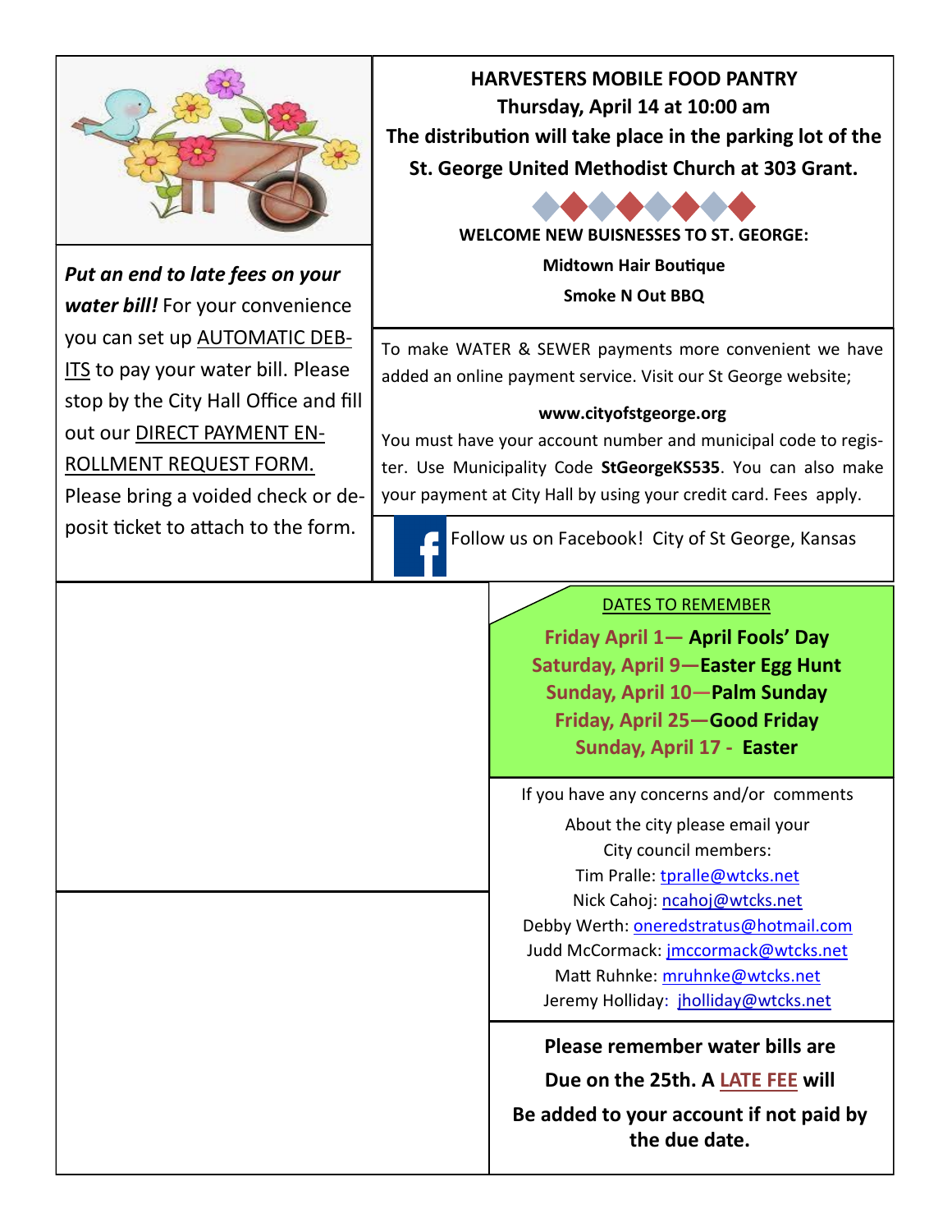***Put an end to late fees on your water bill!*** For your convenience you can set up AUTOMATIC DEBITS to pay your water bill. Please stop by the City Hall Office and fill out our DIRECT PAYMENT ENROLLMENT REQUEST FORM. Please bring a voided check or deposit ticket to attach to the form.

**HARVESTERS MOBILE FOOD PANTRY**

**Thursday, April 14 at 10:00 am**

**The distribution will take place in the parking lot of the St. George United Methodist Church at 303 Grant.**

**WELCOME NEW BUISNESSES TO ST. GEORGE:**

**Midtown Hair Boutique**

**Smoke N Out BBQ**

To make WATER & SEWER payments more convenient we have added an online payment service. Visit our St George website;

**www.cityofstgeorge.org**

You must have your account number and municipal code to register. Use Municipality Code **StGeorgeKS535**. You can also make your payment at City Hall by using your credit card. Fees apply.

Follow us on Facebook! City of St George, Kansas

DATES TO REMEMBER

**Friday April 1— April Fools' Day**

**Saturday, April 9—Easter Egg Hunt**

**Sunday, April 10—Palm Sunday**

**Friday, April 25—Good Friday**

**Sunday, April 17 - Easter**

If you have any concerns and/or comments

About the city please email your

City council members:

Tim Pralle: tpralle@wtcks.net

Nick Cahoj: ncahoj@wtcks.net

Debby Werth: oneredstratus@hotmail.com

Judd McCormack: jmccormack@wtcks.net

Matt Ruhnke: mruhnke@wtcks.net

Jeremy Holliday: jholliday@wtcks.net

**Please remember water bills are**

**Due on the 25th. A LATE FEE will**

**Be added to your account if not paid by the due date.**